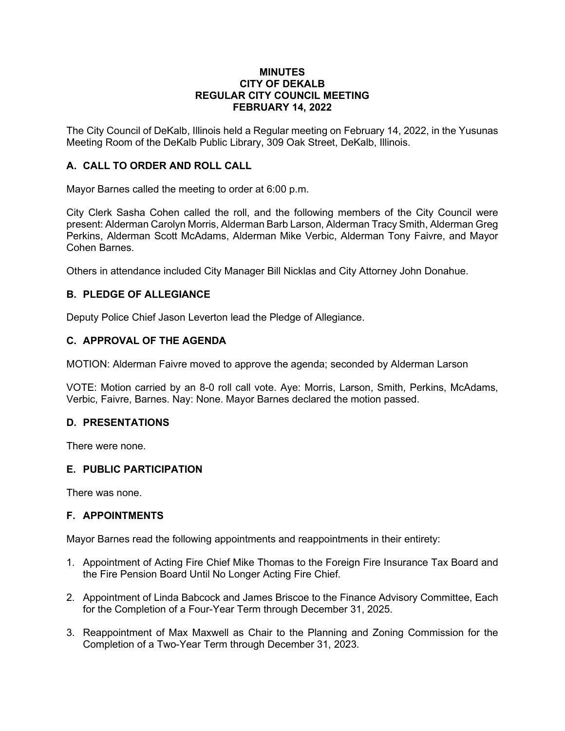# MINUTES
# CITY OF DEKALB
# REGULAR CITY COUNCIL MEETING
# FEBRUARY 14, 2022

The City Council of DeKalb, Illinois held a Regular meeting on February 14, 2022, in the Yusunas Meeting Room of the DeKalb Public Library, 309 Oak Street, DeKalb, Illinois.

## A. CALL TO ORDER AND ROLL CALL

Mayor Barnes called the meeting to order at 6:00 p.m.

City Clerk Sasha Cohen called the roll, and the following members of the City Council were present: Alderman Carolyn Morris, Alderman Barb Larson, Alderman Tracy Smith, Alderman Greg Perkins, Alderman Scott McAdams, Alderman Mike Verbic, Alderman Tony Faivre, and Mayor Cohen Barnes.

Others in attendance included City Manager Bill Nicklas and City Attorney John Donahue.

## B. PLEDGE OF ALLEGIANCE

Deputy Police Chief Jason Leverton lead the Pledge of Allegiance.

## C. APPROVAL OF THE AGENDA

MOTION: Alderman Faivre moved to approve the agenda; seconded by Alderman Larson

VOTE: Motion carried by an 8-0 roll call vote. Aye: Morris, Larson, Smith, Perkins, McAdams, Verbic, Faivre, Barnes. Nay: None. Mayor Barnes declared the motion passed.

## D. PRESENTATIONS

There were none.

## E. PUBLIC PARTICIPATION

There was none.

## F. APPOINTMENTS

Mayor Barnes read the following appointments and reappointments in their entirety:

1. Appointment of Acting Fire Chief Mike Thomas to the Foreign Fire Insurance Tax Board and the Fire Pension Board Until No Longer Acting Fire Chief.
2. Appointment of Linda Babcock and James Briscoe to the Finance Advisory Committee, Each for the Completion of a Four-Year Term through December 31, 2025.
3. Reappointment of Max Maxwell as Chair to the Planning and Zoning Commission for the Completion of a Two-Year Term through December 31, 2023.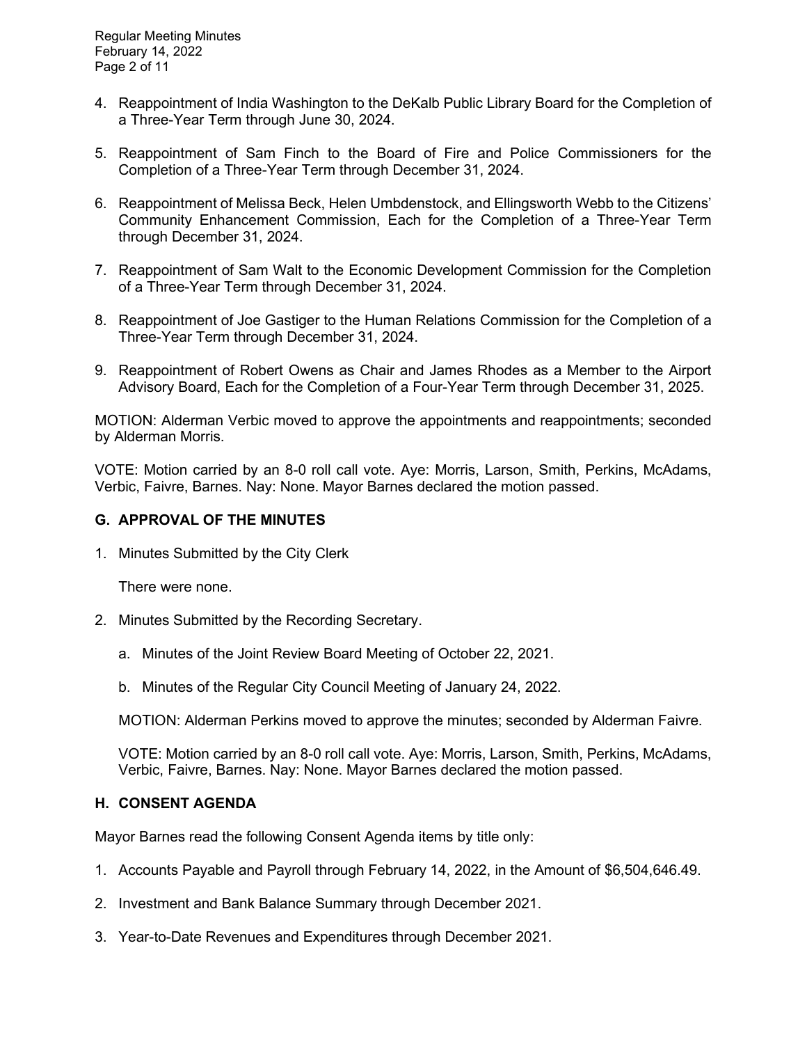4. Reappointment of India Washington to the DeKalb Public Library Board for the Completion of a Three-Year Term through June 30, 2024.

5. Reappointment of Sam Finch to the Board of Fire and Police Commissioners for the Completion of a Three-Year Term through December 31, 2024.

6. Reappointment of Melissa Beck, Helen Umbdenstock, and Ellingsworth Webb to the Citizens' Community Enhancement Commission, Each for the Completion of a Three-Year Term through December 31, 2024.

7. Reappointment of Sam Walt to the Economic Development Commission for the Completion of a Three-Year Term through December 31, 2024.

8. Reappointment of Joe Gastiger to the Human Relations Commission for the Completion of a Three-Year Term through December 31, 2024.

9. Reappointment of Robert Owens as Chair and James Rhodes as a Member to the Airport Advisory Board, Each for the Completion of a Four-Year Term through December 31, 2025.

MOTION: Alderman Verbic moved to approve the appointments and reappointments; seconded by Alderman Morris.

VOTE: Motion carried by an 8-0 roll call vote. Aye: Morris, Larson, Smith, Perkins, McAdams, Verbic, Faivre, Barnes. Nay: None. Mayor Barnes declared the motion passed.

## G. APPROVAL OF THE MINUTES

1. Minutes Submitted by the City Clerk

   There were none.

2. Minutes Submitted by the Recording Secretary.

   a. Minutes of the Joint Review Board Meeting of October 22, 2021.

   b. Minutes of the Regular City Council Meeting of January 24, 2022.

   MOTION: Alderman Perkins moved to approve the minutes; seconded by Alderman Faivre.

   VOTE: Motion carried by an 8-0 roll call vote. Aye: Morris, Larson, Smith, Perkins, McAdams, Verbic, Faivre, Barnes. Nay: None. Mayor Barnes declared the motion passed.

## H. CONSENT AGENDA

Mayor Barnes read the following Consent Agenda items by title only:

1. Accounts Payable and Payroll through February 14, 2022, in the Amount of $6,504,646.49.

2. Investment and Bank Balance Summary through December 2021.

3. Year-to-Date Revenues and Expenditures through December 2021.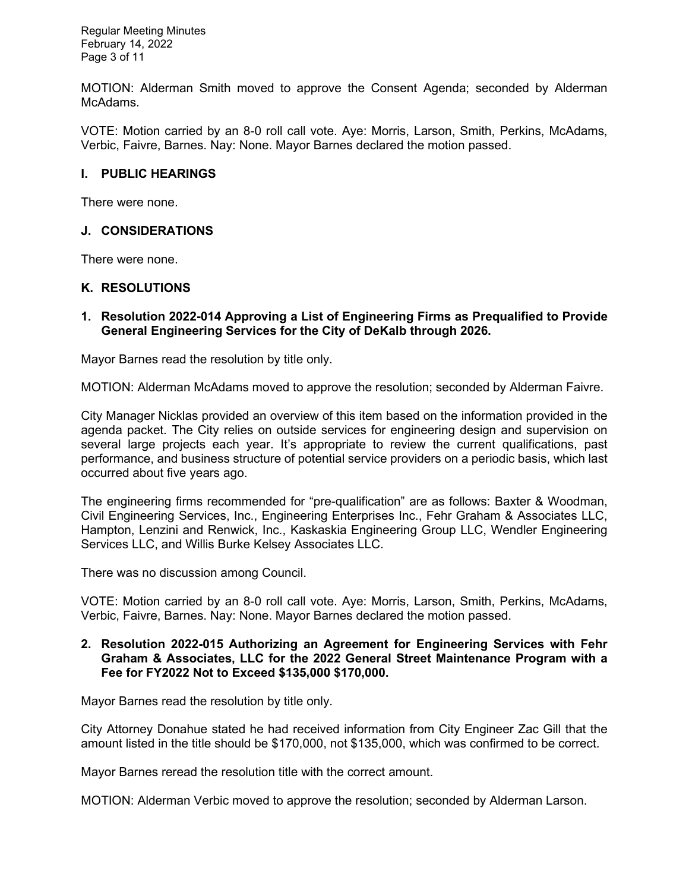MOTION: Alderman Smith moved to approve the Consent Agenda; seconded by Alderman McAdams.

VOTE: Motion carried by an 8-0 roll call vote. Aye: Morris, Larson, Smith, Perkins, McAdams, Verbic, Faivre, Barnes. Nay: None. Mayor Barnes declared the motion passed.

## I. PUBLIC HEARINGS

There were none.

## J. CONSIDERATIONS

There were none.

## K. RESOLUTIONS

### 1. Resolution 2022-014 Approving a List of Engineering Firms as Prequalified to Provide General Engineering Services for the City of DeKalb through 2026.

Mayor Barnes read the resolution by title only.

MOTION: Alderman McAdams moved to approve the resolution; seconded by Alderman Faivre.

City Manager Nicklas provided an overview of this item based on the information provided in the agenda packet. The City relies on outside services for engineering design and supervision on several large projects each year. It's appropriate to review the current qualifications, past performance, and business structure of potential service providers on a periodic basis, which last occurred about five years ago.

The engineering firms recommended for "pre-qualification" are as follows: Baxter & Woodman, Civil Engineering Services, Inc., Engineering Enterprises Inc., Fehr Graham & Associates LLC, Hampton, Lenzini and Renwick, Inc., Kaskaskia Engineering Group LLC, Wendler Engineering Services LLC, and Willis Burke Kelsey Associates LLC.

There was no discussion among Council.

VOTE: Motion carried by an 8-0 roll call vote. Aye: Morris, Larson, Smith, Perkins, McAdams, Verbic, Faivre, Barnes. Nay: None. Mayor Barnes declared the motion passed.

### 2. Resolution 2022-015 Authorizing an Agreement for Engineering Services with Fehr Graham & Associates, LLC for the 2022 General Street Maintenance Program with a Fee for FY2022 Not to Exceed ~~$135,000~~ $170,000.

Mayor Barnes read the resolution by title only.

City Attorney Donahue stated he had received information from City Engineer Zac Gill that the amount listed in the title should be $170,000, not $135,000, which was confirmed to be correct.

Mayor Barnes reread the resolution title with the correct amount.

MOTION: Alderman Verbic moved to approve the resolution; seconded by Alderman Larson.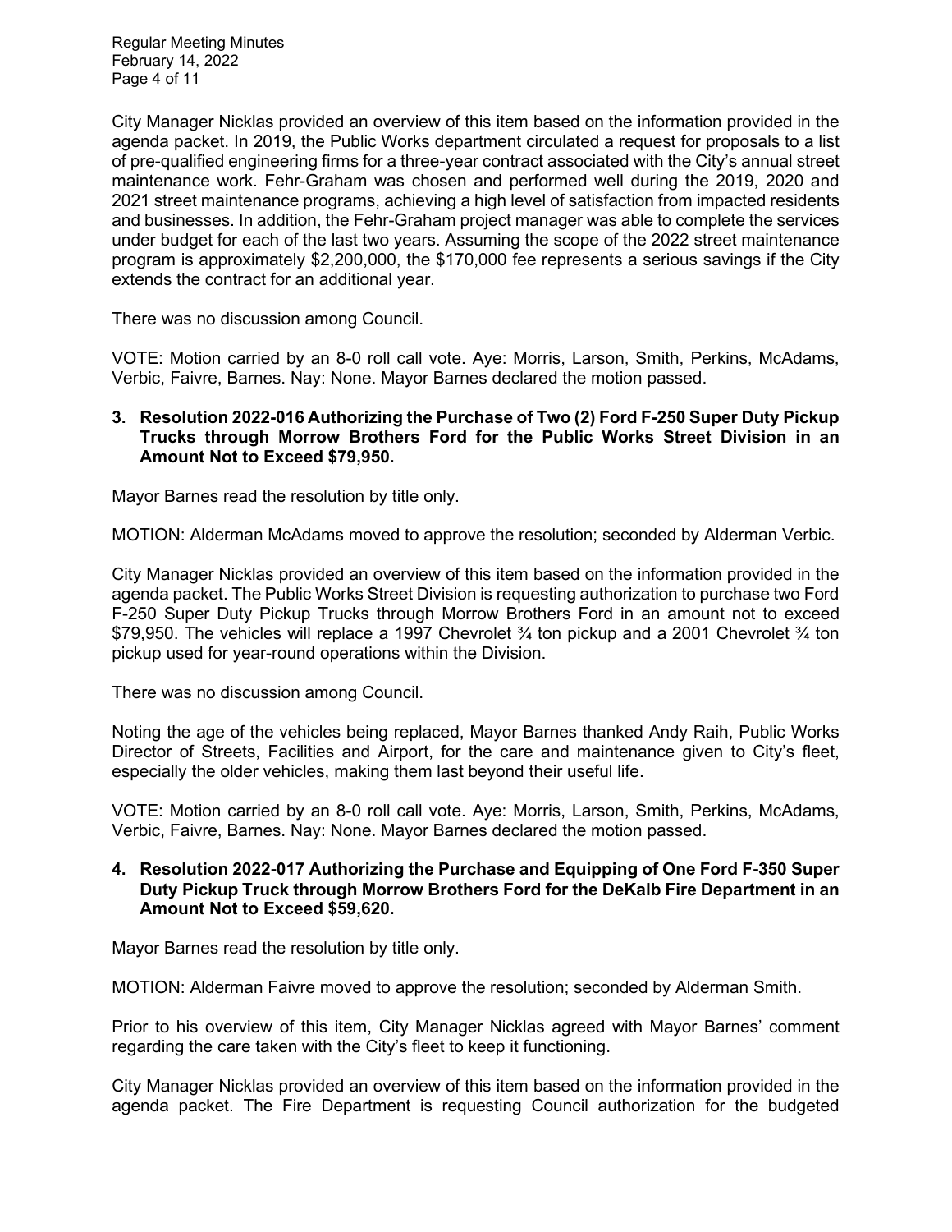City Manager Nicklas provided an overview of this item based on the information provided in the agenda packet. In 2019, the Public Works department circulated a request for proposals to a list of pre-qualified engineering firms for a three-year contract associated with the City's annual street maintenance work. Fehr-Graham was chosen and performed well during the 2019, 2020 and 2021 street maintenance programs, achieving a high level of satisfaction from impacted residents and businesses. In addition, the Fehr-Graham project manager was able to complete the services under budget for each of the last two years. Assuming the scope of the 2022 street maintenance program is approximately $2,200,000, the $170,000 fee represents a serious savings if the City extends the contract for an additional year.

There was no discussion among Council.

VOTE: Motion carried by an 8-0 roll call vote. Aye: Morris, Larson, Smith, Perkins, McAdams, Verbic, Faivre, Barnes. Nay: None. Mayor Barnes declared the motion passed.

**3. Resolution 2022-016 Authorizing the Purchase of Two (2) Ford F-250 Super Duty Pickup Trucks through Morrow Brothers Ford for the Public Works Street Division in an Amount Not to Exceed $79,950.**

Mayor Barnes read the resolution by title only.

MOTION: Alderman McAdams moved to approve the resolution; seconded by Alderman Verbic.

City Manager Nicklas provided an overview of this item based on the information provided in the agenda packet. The Public Works Street Division is requesting authorization to purchase two Ford F-250 Super Duty Pickup Trucks through Morrow Brothers Ford in an amount not to exceed $79,950. The vehicles will replace a 1997 Chevrolet ¾ ton pickup and a 2001 Chevrolet ¾ ton pickup used for year-round operations within the Division.

There was no discussion among Council.

Noting the age of the vehicles being replaced, Mayor Barnes thanked Andy Raih, Public Works Director of Streets, Facilities and Airport, for the care and maintenance given to City's fleet, especially the older vehicles, making them last beyond their useful life.

VOTE: Motion carried by an 8-0 roll call vote. Aye: Morris, Larson, Smith, Perkins, McAdams, Verbic, Faivre, Barnes. Nay: None. Mayor Barnes declared the motion passed.

**4. Resolution 2022-017 Authorizing the Purchase and Equipping of One Ford F-350 Super Duty Pickup Truck through Morrow Brothers Ford for the DeKalb Fire Department in an Amount Not to Exceed $59,620.**

Mayor Barnes read the resolution by title only.

MOTION: Alderman Faivre moved to approve the resolution; seconded by Alderman Smith.

Prior to his overview of this item, City Manager Nicklas agreed with Mayor Barnes' comment regarding the care taken with the City's fleet to keep it functioning.

City Manager Nicklas provided an overview of this item based on the information provided in the agenda packet. The Fire Department is requesting Council authorization for the budgeted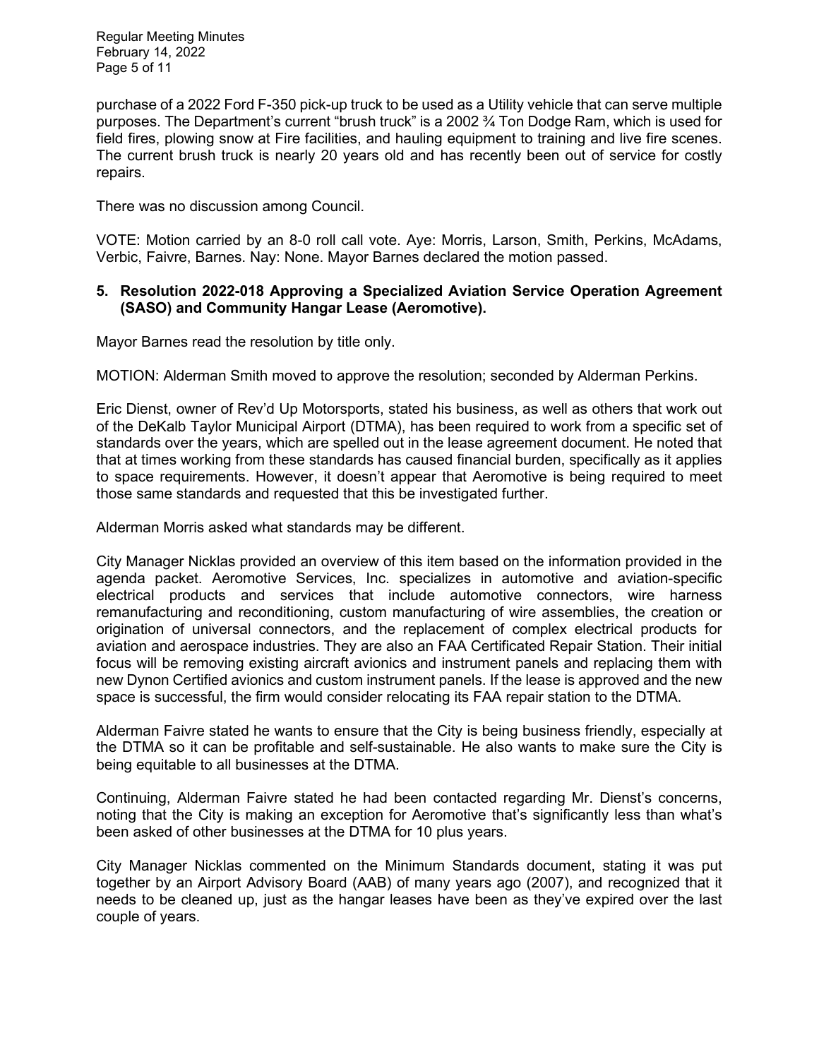purchase of a 2022 Ford F-350 pick-up truck to be used as a Utility vehicle that can serve multiple purposes. The Department's current "brush truck" is a 2002 ¾ Ton Dodge Ram, which is used for field fires, plowing snow at Fire facilities, and hauling equipment to training and live fire scenes. The current brush truck is nearly 20 years old and has recently been out of service for costly repairs.

There was no discussion among Council.

VOTE: Motion carried by an 8-0 roll call vote. Aye: Morris, Larson, Smith, Perkins, McAdams, Verbic, Faivre, Barnes. Nay: None. Mayor Barnes declared the motion passed.

**5. Resolution 2022-018 Approving a Specialized Aviation Service Operation Agreement (SASO) and Community Hangar Lease (Aeromotive).**

Mayor Barnes read the resolution by title only.

MOTION: Alderman Smith moved to approve the resolution; seconded by Alderman Perkins.

Eric Dienst, owner of Rev'd Up Motorsports, stated his business, as well as others that work out of the DeKalb Taylor Municipal Airport (DTMA), has been required to work from a specific set of standards over the years, which are spelled out in the lease agreement document. He noted that that at times working from these standards has caused financial burden, specifically as it applies to space requirements. However, it doesn't appear that Aeromotive is being required to meet those same standards and requested that this be investigated further.

Alderman Morris asked what standards may be different.

City Manager Nicklas provided an overview of this item based on the information provided in the agenda packet. Aeromotive Services, Inc. specializes in automotive and aviation-specific electrical products and services that include automotive connectors, wire harness remanufacturing and reconditioning, custom manufacturing of wire assemblies, the creation or origination of universal connectors, and the replacement of complex electrical products for aviation and aerospace industries. They are also an FAA Certificated Repair Station. Their initial focus will be removing existing aircraft avionics and instrument panels and replacing them with new Dynon Certified avionics and custom instrument panels. If the lease is approved and the new space is successful, the firm would consider relocating its FAA repair station to the DTMA.

Alderman Faivre stated he wants to ensure that the City is being business friendly, especially at the DTMA so it can be profitable and self-sustainable. He also wants to make sure the City is being equitable to all businesses at the DTMA.

Continuing, Alderman Faivre stated he had been contacted regarding Mr. Dienst's concerns, noting that the City is making an exception for Aeromotive that's significantly less than what's been asked of other businesses at the DTMA for 10 plus years.

City Manager Nicklas commented on the Minimum Standards document, stating it was put together by an Airport Advisory Board (AAB) of many years ago (2007), and recognized that it needs to be cleaned up, just as the hangar leases have been as they've expired over the last couple of years.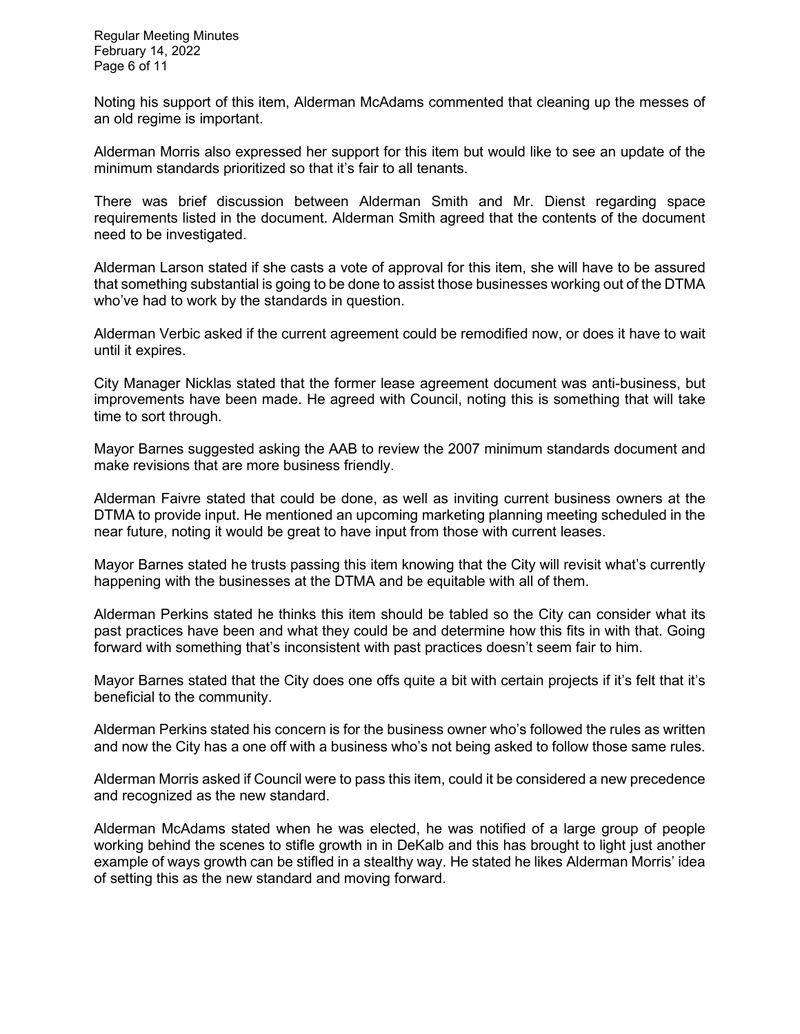Noting his support of this item, Alderman McAdams commented that cleaning up the messes of an old regime is important.

Alderman Morris also expressed her support for this item but would like to see an update of the minimum standards prioritized so that it's fair to all tenants.

There was brief discussion between Alderman Smith and Mr. Dienst regarding space requirements listed in the document. Alderman Smith agreed that the contents of the document need to be investigated.

Alderman Larson stated if she casts a vote of approval for this item, she will have to be assured that something substantial is going to be done to assist those businesses working out of the DTMA who've had to work by the standards in question.

Alderman Verbic asked if the current agreement could be remodified now, or does it have to wait until it expires.

City Manager Nicklas stated that the former lease agreement document was anti-business, but improvements have been made. He agreed with Council, noting this is something that will take time to sort through.

Mayor Barnes suggested asking the AAB to review the 2007 minimum standards document and make revisions that are more business friendly.

Alderman Faivre stated that could be done, as well as inviting current business owners at the DTMA to provide input. He mentioned an upcoming marketing planning meeting scheduled in the near future, noting it would be great to have input from those with current leases.

Mayor Barnes stated he trusts passing this item knowing that the City will revisit what's currently happening with the businesses at the DTMA and be equitable with all of them.

Alderman Perkins stated he thinks this item should be tabled so the City can consider what its past practices have been and what they could be and determine how this fits in with that. Going forward with something that's inconsistent with past practices doesn't seem fair to him.

Mayor Barnes stated that the City does one offs quite a bit with certain projects if it's felt that it's beneficial to the community.

Alderman Perkins stated his concern is for the business owner who's followed the rules as written and now the City has a one off with a business who's not being asked to follow those same rules.

Alderman Morris asked if Council were to pass this item, could it be considered a new precedence and recognized as the new standard.

Alderman McAdams stated when he was elected, he was notified of a large group of people working behind the scenes to stifle growth in in DeKalb and this has brought to light just another example of ways growth can be stifled in a stealthy way. He stated he likes Alderman Morris' idea of setting this as the new standard and moving forward.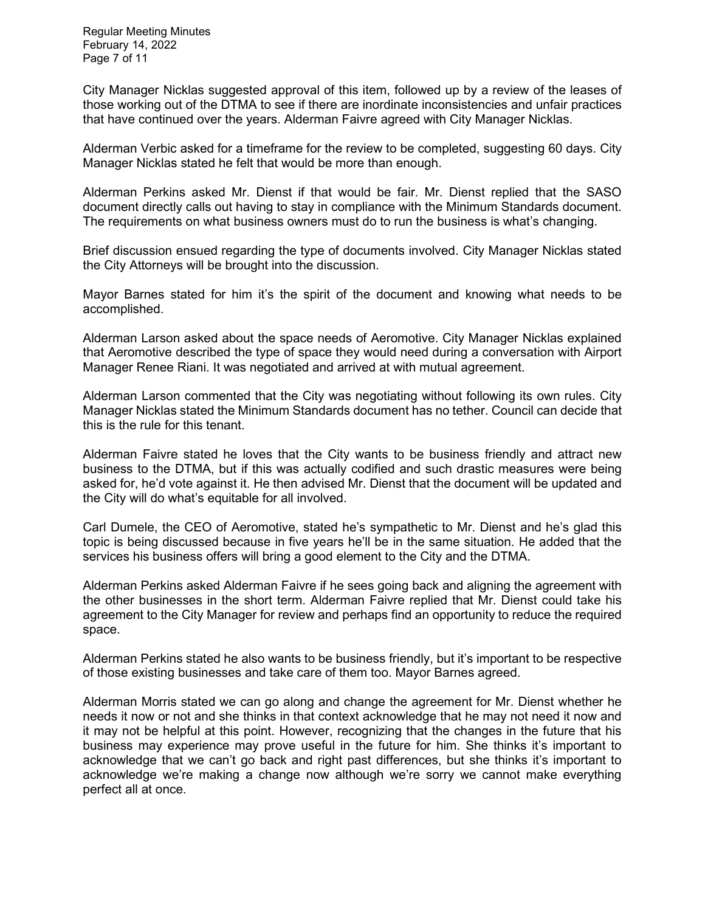City Manager Nicklas suggested approval of this item, followed up by a review of the leases of those working out of the DTMA to see if there are inordinate inconsistencies and unfair practices that have continued over the years. Alderman Faivre agreed with City Manager Nicklas.

Alderman Verbic asked for a timeframe for the review to be completed, suggesting 60 days. City Manager Nicklas stated he felt that would be more than enough.

Alderman Perkins asked Mr. Dienst if that would be fair. Mr. Dienst replied that the SASO document directly calls out having to stay in compliance with the Minimum Standards document. The requirements on what business owners must do to run the business is what's changing.

Brief discussion ensued regarding the type of documents involved. City Manager Nicklas stated the City Attorneys will be brought into the discussion.

Mayor Barnes stated for him it's the spirit of the document and knowing what needs to be accomplished.

Alderman Larson asked about the space needs of Aeromotive. City Manager Nicklas explained that Aeromotive described the type of space they would need during a conversation with Airport Manager Renee Riani. It was negotiated and arrived at with mutual agreement.

Alderman Larson commented that the City was negotiating without following its own rules. City Manager Nicklas stated the Minimum Standards document has no tether. Council can decide that this is the rule for this tenant.

Alderman Faivre stated he loves that the City wants to be business friendly and attract new business to the DTMA, but if this was actually codified and such drastic measures were being asked for, he'd vote against it. He then advised Mr. Dienst that the document will be updated and the City will do what's equitable for all involved.

Carl Dumele, the CEO of Aeromotive, stated he's sympathetic to Mr. Dienst and he's glad this topic is being discussed because in five years he'll be in the same situation. He added that the services his business offers will bring a good element to the City and the DTMA.

Alderman Perkins asked Alderman Faivre if he sees going back and aligning the agreement with the other businesses in the short term. Alderman Faivre replied that Mr. Dienst could take his agreement to the City Manager for review and perhaps find an opportunity to reduce the required space.

Alderman Perkins stated he also wants to be business friendly, but it's important to be respective of those existing businesses and take care of them too. Mayor Barnes agreed.

Alderman Morris stated we can go along and change the agreement for Mr. Dienst whether he needs it now or not and she thinks in that context acknowledge that he may not need it now and it may not be helpful at this point. However, recognizing that the changes in the future that his business may experience may prove useful in the future for him. She thinks it's important to acknowledge that we can't go back and right past differences, but she thinks it's important to acknowledge we're making a change now although we're sorry we cannot make everything perfect all at once.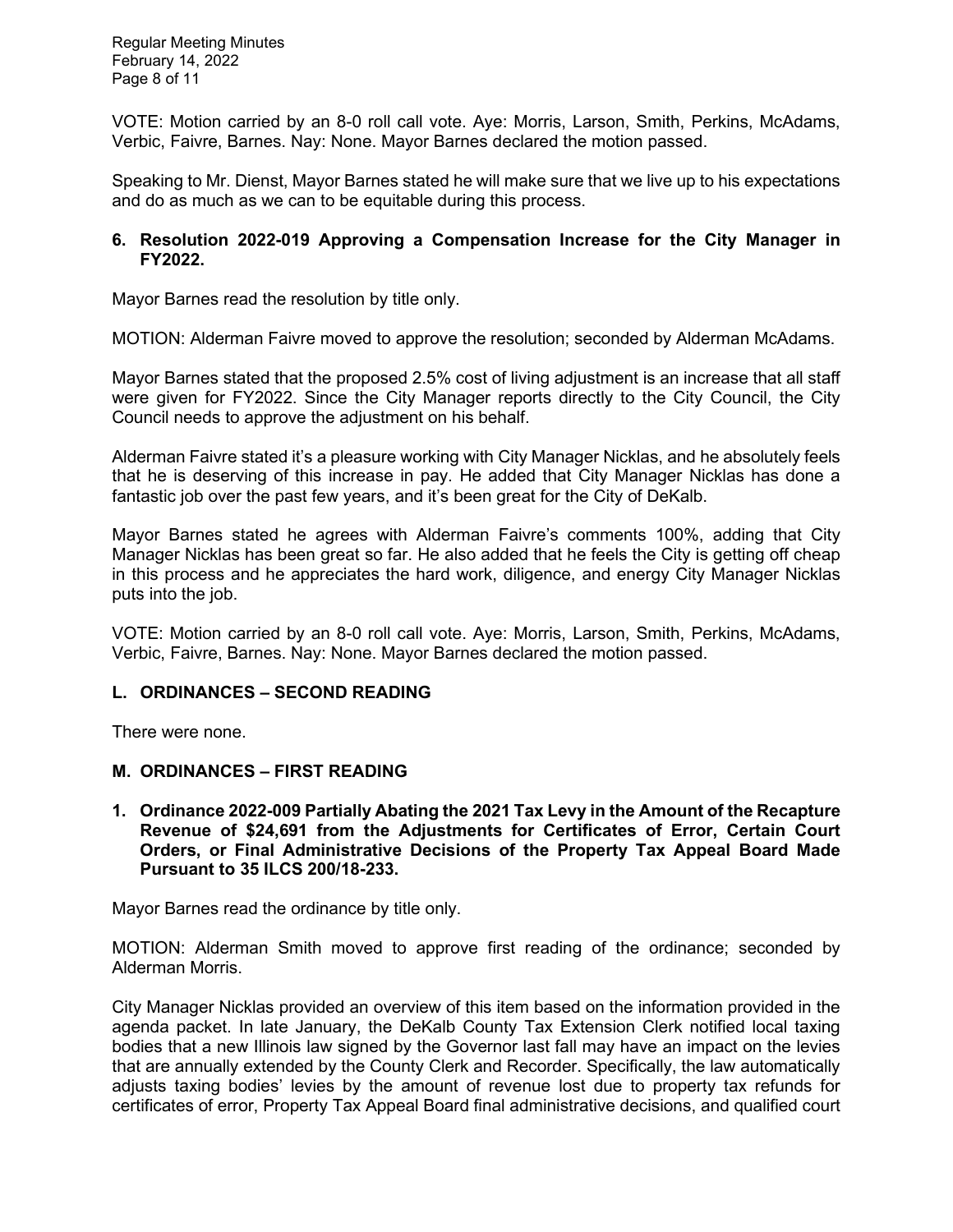VOTE: Motion carried by an 8-0 roll call vote. Aye: Morris, Larson, Smith, Perkins, McAdams, Verbic, Faivre, Barnes. Nay: None. Mayor Barnes declared the motion passed.

Speaking to Mr. Dienst, Mayor Barnes stated he will make sure that we live up to his expectations and do as much as we can to be equitable during this process.

**6. Resolution 2022-019 Approving a Compensation Increase for the City Manager in FY2022.**

Mayor Barnes read the resolution by title only.

MOTION: Alderman Faivre moved to approve the resolution; seconded by Alderman McAdams.

Mayor Barnes stated that the proposed 2.5% cost of living adjustment is an increase that all staff were given for FY2022. Since the City Manager reports directly to the City Council, the City Council needs to approve the adjustment on his behalf.

Alderman Faivre stated it's a pleasure working with City Manager Nicklas, and he absolutely feels that he is deserving of this increase in pay. He added that City Manager Nicklas has done a fantastic job over the past few years, and it's been great for the City of DeKalb.

Mayor Barnes stated he agrees with Alderman Faivre's comments 100%, adding that City Manager Nicklas has been great so far. He also added that he feels the City is getting off cheap in this process and he appreciates the hard work, diligence, and energy City Manager Nicklas puts into the job.

VOTE: Motion carried by an 8-0 roll call vote. Aye: Morris, Larson, Smith, Perkins, McAdams, Verbic, Faivre, Barnes. Nay: None. Mayor Barnes declared the motion passed.

## L. ORDINANCES – SECOND READING

There were none.

## M. ORDINANCES – FIRST READING

**1. Ordinance 2022-009 Partially Abating the 2021 Tax Levy in the Amount of the Recapture Revenue of $24,691 from the Adjustments for Certificates of Error, Certain Court Orders, or Final Administrative Decisions of the Property Tax Appeal Board Made Pursuant to 35 ILCS 200/18-233.**

Mayor Barnes read the ordinance by title only.

MOTION: Alderman Smith moved to approve first reading of the ordinance; seconded by Alderman Morris.

City Manager Nicklas provided an overview of this item based on the information provided in the agenda packet. In late January, the DeKalb County Tax Extension Clerk notified local taxing bodies that a new Illinois law signed by the Governor last fall may have an impact on the levies that are annually extended by the County Clerk and Recorder. Specifically, the law automatically adjusts taxing bodies' levies by the amount of revenue lost due to property tax refunds for certificates of error, Property Tax Appeal Board final administrative decisions, and qualified court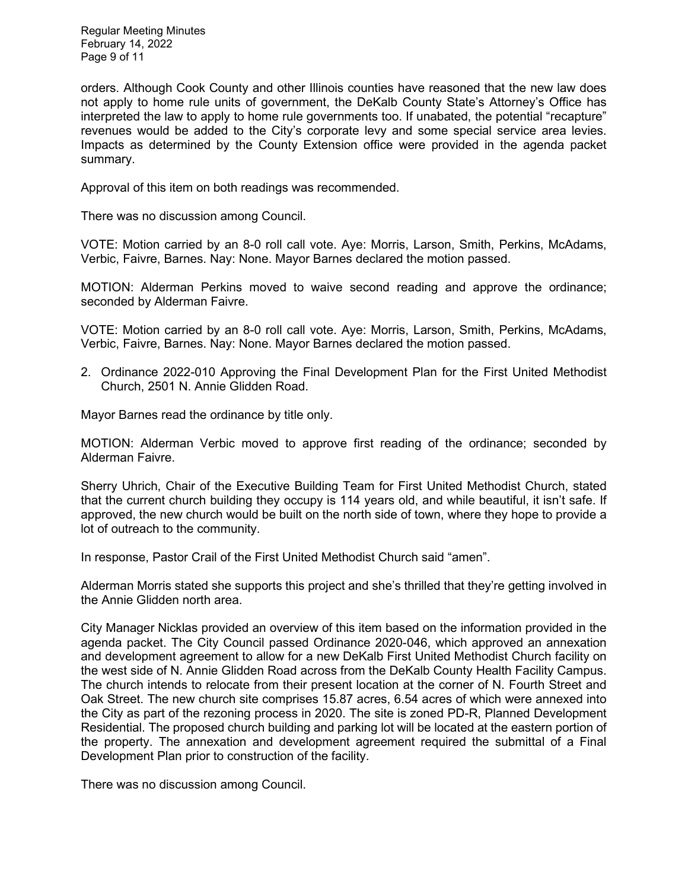orders. Although Cook County and other Illinois counties have reasoned that the new law does not apply to home rule units of government, the DeKalb County State's Attorney's Office has interpreted the law to apply to home rule governments too. If unabated, the potential "recapture" revenues would be added to the City's corporate levy and some special service area levies. Impacts as determined by the County Extension office were provided in the agenda packet summary.

Approval of this item on both readings was recommended.

There was no discussion among Council.

VOTE: Motion carried by an 8-0 roll call vote. Aye: Morris, Larson, Smith, Perkins, McAdams, Verbic, Faivre, Barnes. Nay: None. Mayor Barnes declared the motion passed.

MOTION: Alderman Perkins moved to waive second reading and approve the ordinance; seconded by Alderman Faivre.

VOTE: Motion carried by an 8-0 roll call vote. Aye: Morris, Larson, Smith, Perkins, McAdams, Verbic, Faivre, Barnes. Nay: None. Mayor Barnes declared the motion passed.

2. Ordinance 2022-010 Approving the Final Development Plan for the First United Methodist Church, 2501 N. Annie Glidden Road.

Mayor Barnes read the ordinance by title only.

MOTION: Alderman Verbic moved to approve first reading of the ordinance; seconded by Alderman Faivre.

Sherry Uhrich, Chair of the Executive Building Team for First United Methodist Church, stated that the current church building they occupy is 114 years old, and while beautiful, it isn't safe. If approved, the new church would be built on the north side of town, where they hope to provide a lot of outreach to the community.

In response, Pastor Crail of the First United Methodist Church said "amen".

Alderman Morris stated she supports this project and she's thrilled that they're getting involved in the Annie Glidden north area.

City Manager Nicklas provided an overview of this item based on the information provided in the agenda packet. The City Council passed Ordinance 2020-046, which approved an annexation and development agreement to allow for a new DeKalb First United Methodist Church facility on the west side of N. Annie Glidden Road across from the DeKalb County Health Facility Campus. The church intends to relocate from their present location at the corner of N. Fourth Street and Oak Street. The new church site comprises 15.87 acres, 6.54 acres of which were annexed into the City as part of the rezoning process in 2020. The site is zoned PD-R, Planned Development Residential. The proposed church building and parking lot will be located at the eastern portion of the property. The annexation and development agreement required the submittal of a Final Development Plan prior to construction of the facility.

There was no discussion among Council.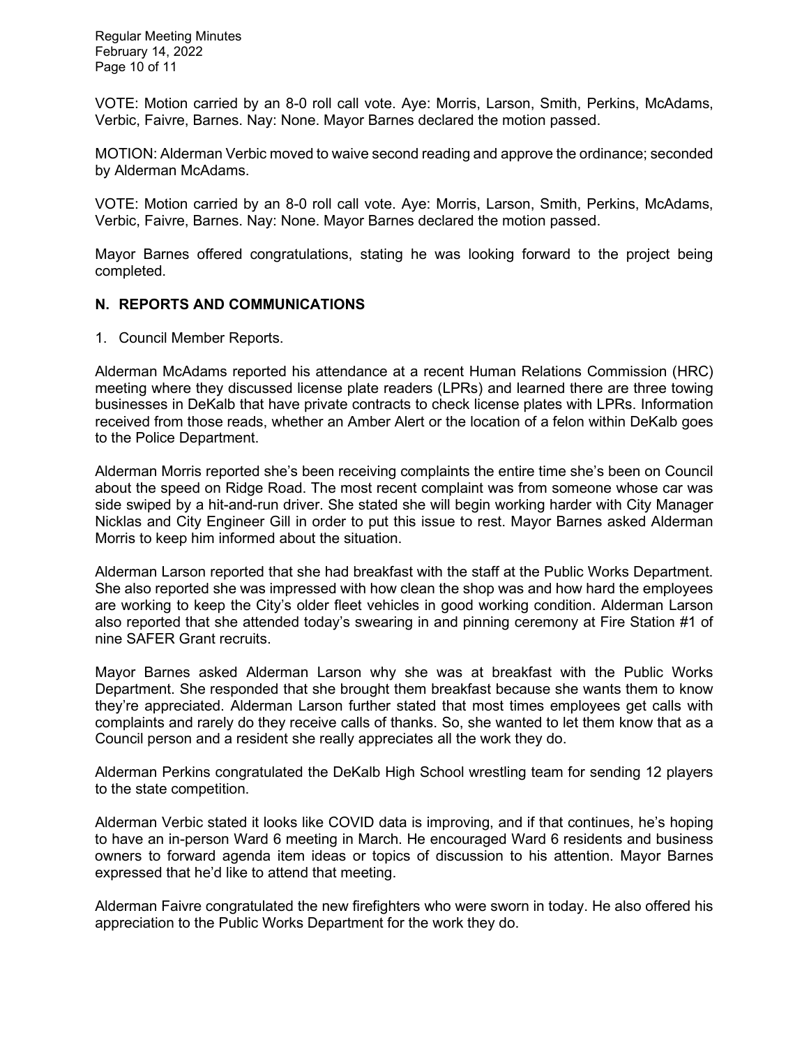VOTE: Motion carried by an 8-0 roll call vote. Aye: Morris, Larson, Smith, Perkins, McAdams, Verbic, Faivre, Barnes. Nay: None. Mayor Barnes declared the motion passed.

MOTION: Alderman Verbic moved to waive second reading and approve the ordinance; seconded by Alderman McAdams.

VOTE: Motion carried by an 8-0 roll call vote. Aye: Morris, Larson, Smith, Perkins, McAdams, Verbic, Faivre, Barnes. Nay: None. Mayor Barnes declared the motion passed.

Mayor Barnes offered congratulations, stating he was looking forward to the project being completed.

## N. REPORTS AND COMMUNICATIONS

1. Council Member Reports.

Alderman McAdams reported his attendance at a recent Human Relations Commission (HRC) meeting where they discussed license plate readers (LPRs) and learned there are three towing businesses in DeKalb that have private contracts to check license plates with LPRs. Information received from those reads, whether an Amber Alert or the location of a felon within DeKalb goes to the Police Department.

Alderman Morris reported she's been receiving complaints the entire time she's been on Council about the speed on Ridge Road. The most recent complaint was from someone whose car was side swiped by a hit-and-run driver. She stated she will begin working harder with City Manager Nicklas and City Engineer Gill in order to put this issue to rest. Mayor Barnes asked Alderman Morris to keep him informed about the situation.

Alderman Larson reported that she had breakfast with the staff at the Public Works Department. She also reported she was impressed with how clean the shop was and how hard the employees are working to keep the City's older fleet vehicles in good working condition. Alderman Larson also reported that she attended today's swearing in and pinning ceremony at Fire Station #1 of nine SAFER Grant recruits.

Mayor Barnes asked Alderman Larson why she was at breakfast with the Public Works Department. She responded that she brought them breakfast because she wants them to know they're appreciated. Alderman Larson further stated that most times employees get calls with complaints and rarely do they receive calls of thanks. So, she wanted to let them know that as a Council person and a resident she really appreciates all the work they do.

Alderman Perkins congratulated the DeKalb High School wrestling team for sending 12 players to the state competition.

Alderman Verbic stated it looks like COVID data is improving, and if that continues, he's hoping to have an in-person Ward 6 meeting in March. He encouraged Ward 6 residents and business owners to forward agenda item ideas or topics of discussion to his attention. Mayor Barnes expressed that he'd like to attend that meeting.

Alderman Faivre congratulated the new firefighters who were sworn in today. He also offered his appreciation to the Public Works Department for the work they do.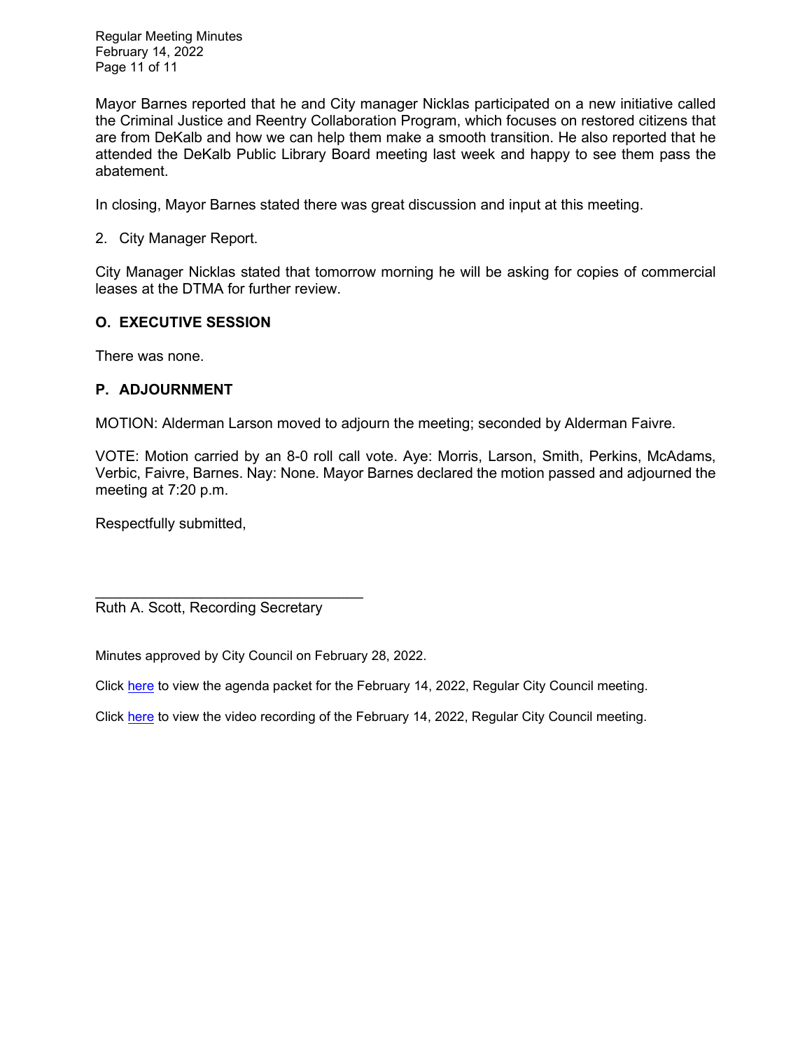Mayor Barnes reported that he and City manager Nicklas participated on a new initiative called the Criminal Justice and Reentry Collaboration Program, which focuses on restored citizens that are from DeKalb and how we can help them make a smooth transition. He also reported that he attended the DeKalb Public Library Board meeting last week and happy to see them pass the abatement.

In closing, Mayor Barnes stated there was great discussion and input at this meeting.

2. City Manager Report.

City Manager Nicklas stated that tomorrow morning he will be asking for copies of commercial leases at the DTMA for further review.

## O. EXECUTIVE SESSION

There was none.

## P. ADJOURNMENT

MOTION: Alderman Larson moved to adjourn the meeting; seconded by Alderman Faivre.

VOTE: Motion carried by an 8-0 roll call vote. Aye: Morris, Larson, Smith, Perkins, McAdams, Verbic, Faivre, Barnes. Nay: None. Mayor Barnes declared the motion passed and adjourned the meeting at 7:20 p.m.

Respectfully submitted,

\_\_\_\_\_\_\_\_\_\_\_\_\_\_\_\_\_\_\_\_\_\_\_\_\_\_\_\_\_\_\_\_\_\_

Ruth A. Scott, Recording Secretary

Minutes approved by City Council on February 28, 2022.

Click here to view the agenda packet for the February 14, 2022, Regular City Council meeting.

Click here to view the video recording of the February 14, 2022, Regular City Council meeting.